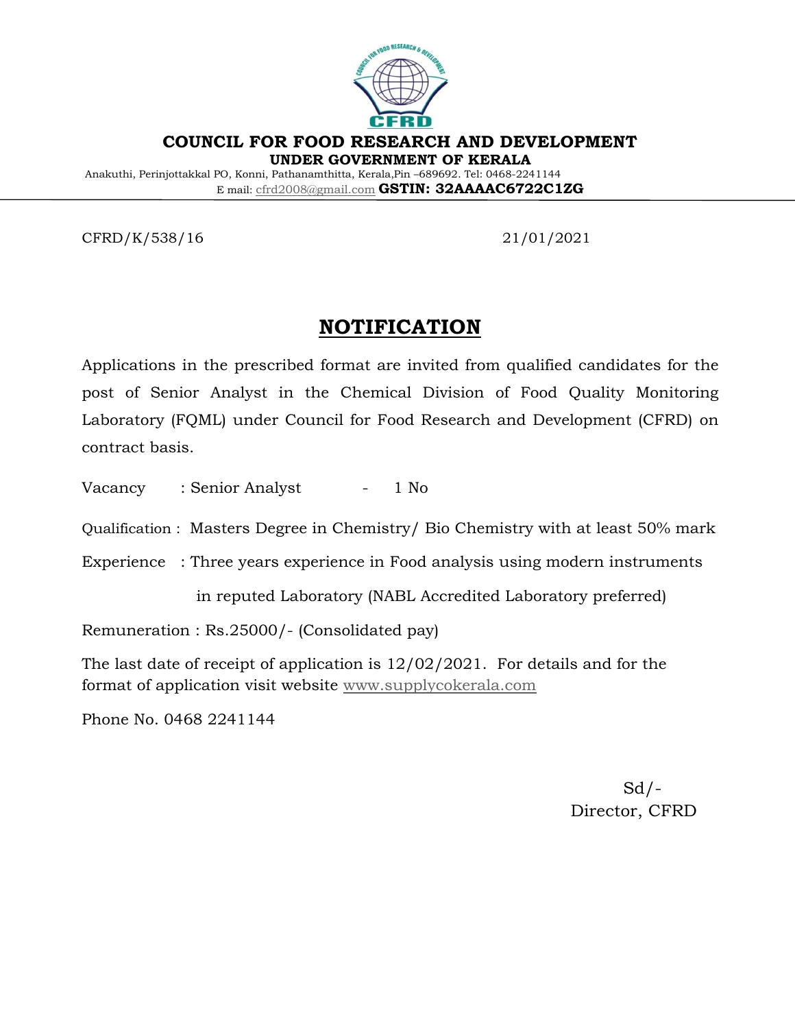# COUNCIL FOR FOOD RESEARCH AND DEVELOPMENT

**UNDER GOVERNMENT OF KERALA**

Anakuthi, Perinjottakkal PO, Konni, Pathanamthitta, Kerala,Pin –689692. Tel: 0468-2241144

E mail: cfrd2008@gmail.com **GSTIN: 32AAAAC6722C1ZG**

CFRD/K/538/16 21/01/2021

## NOTIFICATION

Applications in the prescribed format are invited from qualified candidates for the post of Senior Analyst in the Chemical Division of Food Quality Monitoring Laboratory (FQML) under Council for Food Research and Development (CFRD) on contract basis.

Vacancy : Senior Analyst - 1 No

Qualification : Masters Degree in Chemistry/ Bio Chemistry with at least 50% mark

Experience : Three years experience in Food analysis using modern instruments in reputed Laboratory (NABL Accredited Laboratory preferred)

Remuneration : Rs.25000/- (Consolidated pay)

The last date of receipt of application is 12/02/2021. For details and for the format of application visit website www.supplycokerala.com

Phone No. 0468 2241144

Sd/-
Director, CFRD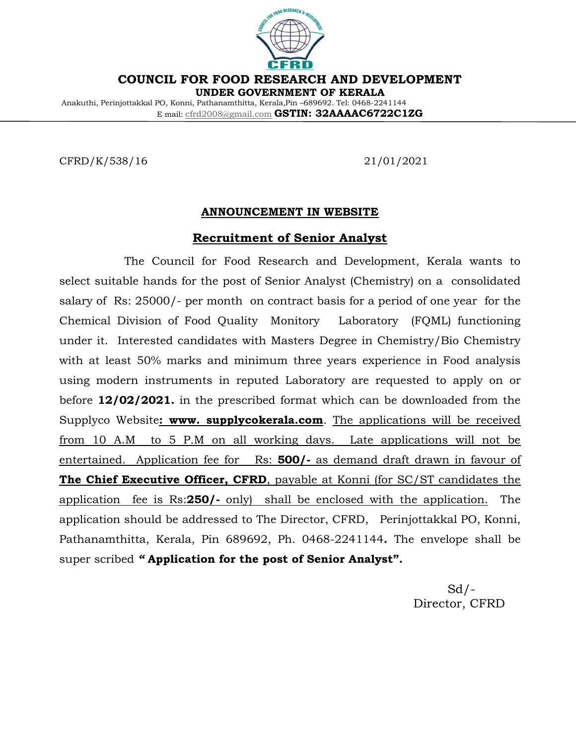# COUNCIL FOR FOOD RESEARCH AND DEVELOPMENT

**UNDER GOVERNMENT OF KERALA**

Anakuthi, Perinjottakkal PO, Konni, Pathanamthitta, Kerala,Pin –689692. Tel: 0468-2241144

E mail: cfrd2008@gmail.com **GSTIN: 32AAAAC6722C1ZG**

CFRD/K/538/16 21/01/2021

## ANNOUNCEMENT IN WEBSITE

## Recruitment of Senior Analyst

The Council for Food Research and Development, Kerala wants to select suitable hands for the post of Senior Analyst (Chemistry) on a consolidated salary of Rs: 25000/- per month on contract basis for a period of one year for the Chemical Division of Food Quality Monitory Laboratory (FQML) functioning under it. Interested candidates with Masters Degree in Chemistry/Bio Chemistry with at least 50% marks and minimum three years experience in Food analysis using modern instruments in reputed Laboratory are requested to apply on or before **12/02/2021.** in the prescribed format which can be downloaded from the Supplyco Website**: www. supplycokerala.com**. The applications will be received from 10 A.M to 5 P.M on all working days. Late applications will not be entertained. Application fee for Rs: **500/-** as demand draft drawn in favour of **The Chief Executive Officer, CFRD**, payable at Konni (for SC/ST candidates the application fee is Rs:**250/-** only) shall be enclosed with the application. The application should be addressed to The Director, CFRD, Perinjottakkal PO, Konni, Pathanamthitta, Kerala, Pin 689692, Ph. 0468-2241144**.** The envelope shall be super scribed **" Application for the post of Senior Analyst".**

Sd/-

Director, CFRD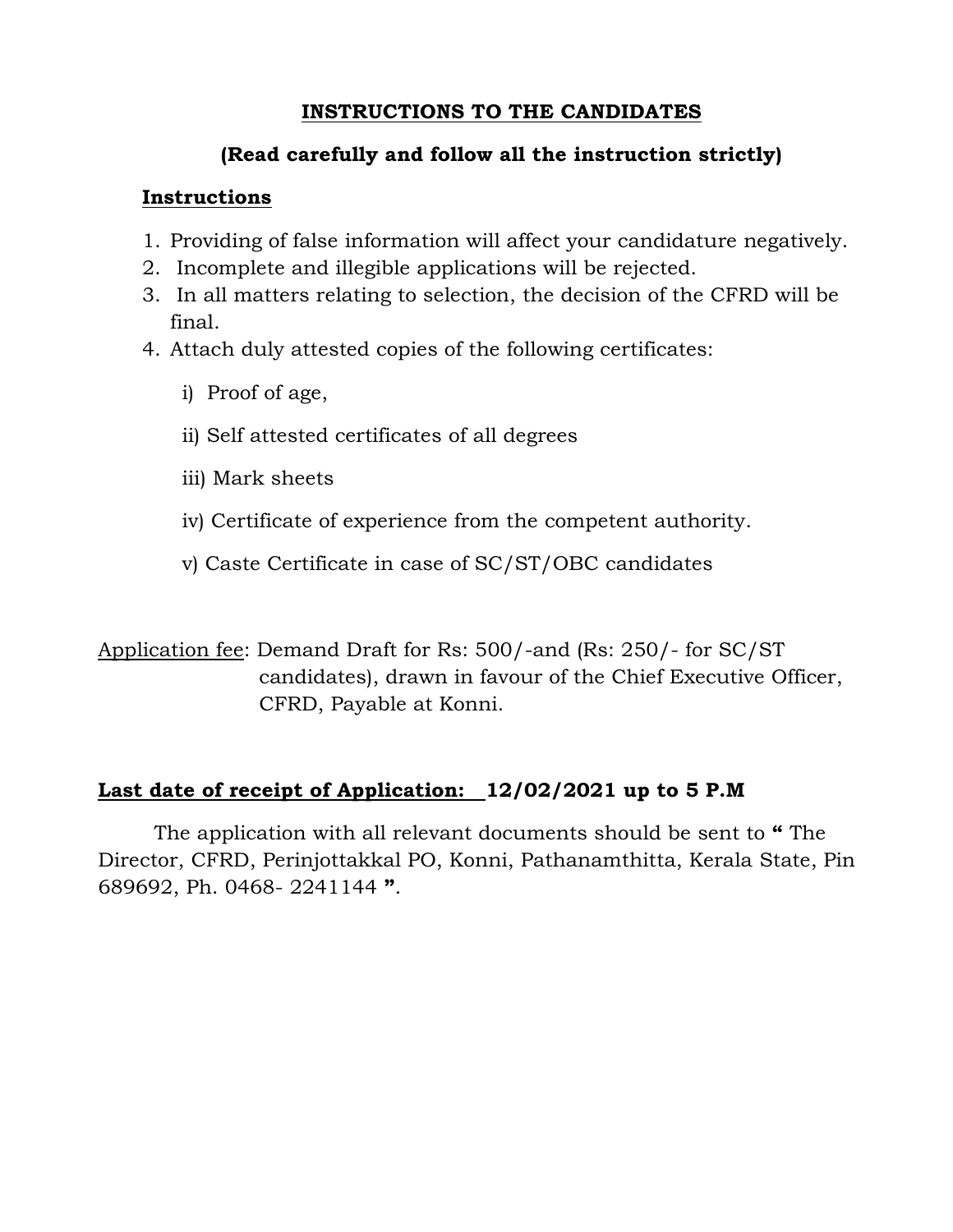# INSTRUCTIONS TO THE CANDIDATES

## (Read carefully and follow all the instruction strictly)

### Instructions

1. Providing of false information will affect your candidature negatively.
2. Incomplete and illegible applications will be rejected.
3. In all matters relating to selection, the decision of the CFRD will be final.
4. Attach duly attested copies of the following certificates:

    i) Proof of age,

    ii) Self attested certificates of all degrees

    iii) Mark sheets

    iv) Certificate of experience from the competent authority.

    v) Caste Certificate in case of SC/ST/OBC candidates

Application fee: Demand Draft for Rs: 500/-and (Rs: 250/- for SC/ST candidates), drawn in favour of the Chief Executive Officer, CFRD, Payable at Konni.

**Last date of receipt of Application: 12/02/2021 up to 5 P.M**

The application with all relevant documents should be sent to **"** The Director, CFRD, Perinjottakkal PO, Konni, Pathanamthitta, Kerala State, Pin 689692, Ph. 0468- 2241144 **"**.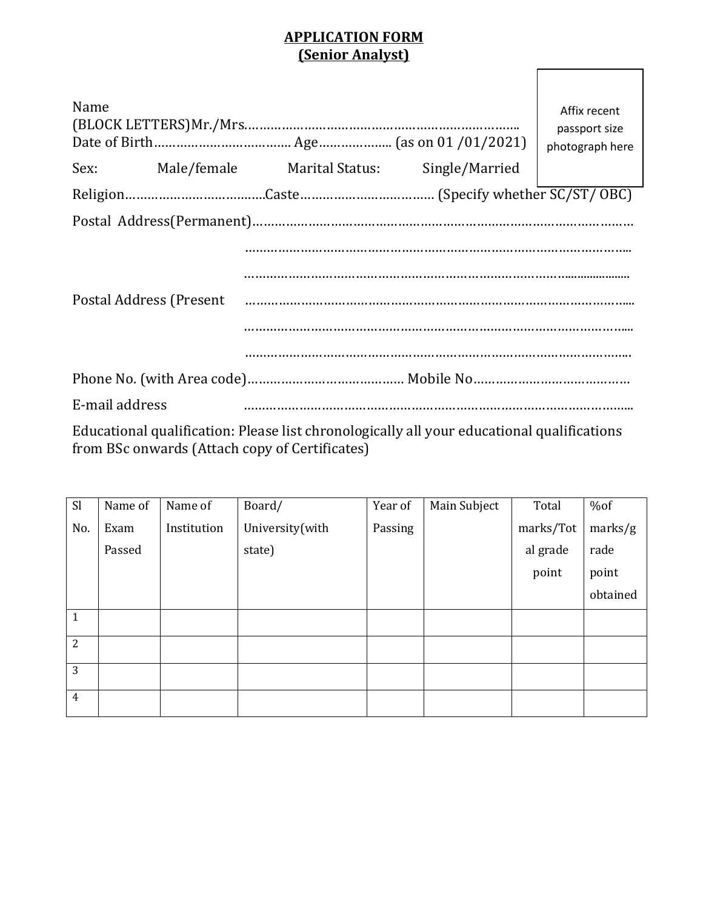# APPLICATION FORM
## (Senior Analyst)

Affix recent passport size photograph here

Name
(BLOCK LETTERS)Mr./Mrs.……………………………………………………………..
Date of Birth………………………………. Age……………….. (as on 01 /01/2021)

Sex: Male/female Marital Status: Single/Married

Religion……………………………….Caste……………………………… (Specify whether SC/ST/ OBC)

Postal Address(Permanent)…………………………………………………………………………………
…………………………………………………………………………………………..
…………………………………………………………………………………………..

Postal Address (Present …………………………………………………………………………………………..
…………………………………………………………………………………………..
…………………………………………………………………………………………..

Phone No. (with Area code)………………………………….. Mobile No……………………………………

E-mail address …………………………………………………………………………………………..

Educational qualification: Please list chronologically all your educational qualifications from BSc onwards (Attach copy of Certificates)

| Sl No. | Name of Exam Passed | Name of Institution | Board/ University(with state) | Year of Passing | Main Subject | Total marks/Total grade point | %of marks/grade point obtained |
|---|---|---|---|---|---|---|---|
| 1 | | | | | | | |
| 2 | | | | | | | |
| 3 | | | | | | | |
| 4 | | | | | | | |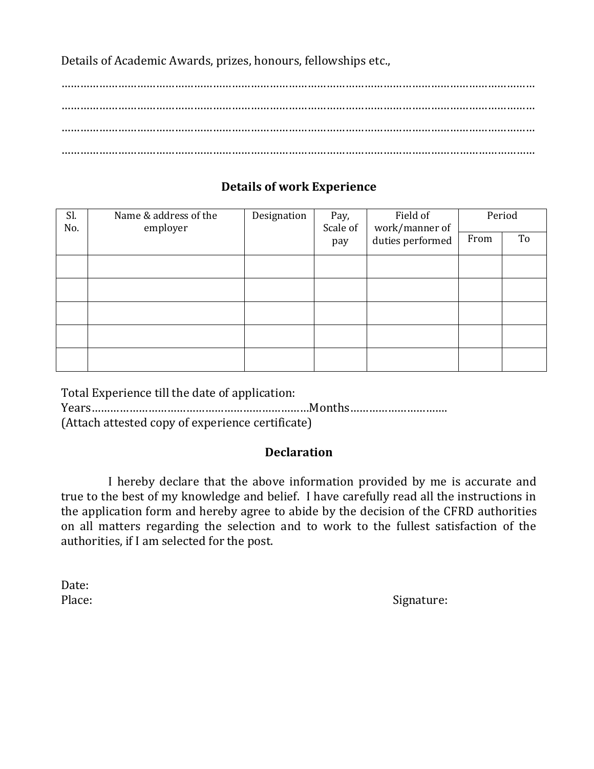Details of Academic Awards, prizes, honours, fellowships etc.,

………………………………………………………………………………………………………………………………

………………………………………………………………………………………………………………………………

………………………………………………………………………………………………………………………………

………………………………………………………………………………………………………………………………

### Details of work Experience

| Sl. No. | Name & address of the employer | Designation | Pay, Scale of pay | Field of work/manner of duties performed | Period | |
|---|---|---|---|---|---|---|
| | | | | | From | To |
| | | | | | | |
| | | | | | | |
| | | | | | | |
| | | | | | | |
| | | | | | | |

Total Experience till the date of application:
Years……………………………………………………………Months………………………….
(Attach attested copy of experience certificate)

### Declaration

I hereby declare that the above information provided by me is accurate and true to the best of my knowledge and belief. I have carefully read all the instructions in the application form and hereby agree to abide by the decision of the CFRD authorities on all matters regarding the selection and to work to the fullest satisfaction of the authorities, if I am selected for the post.

Date:
Place: Signature: